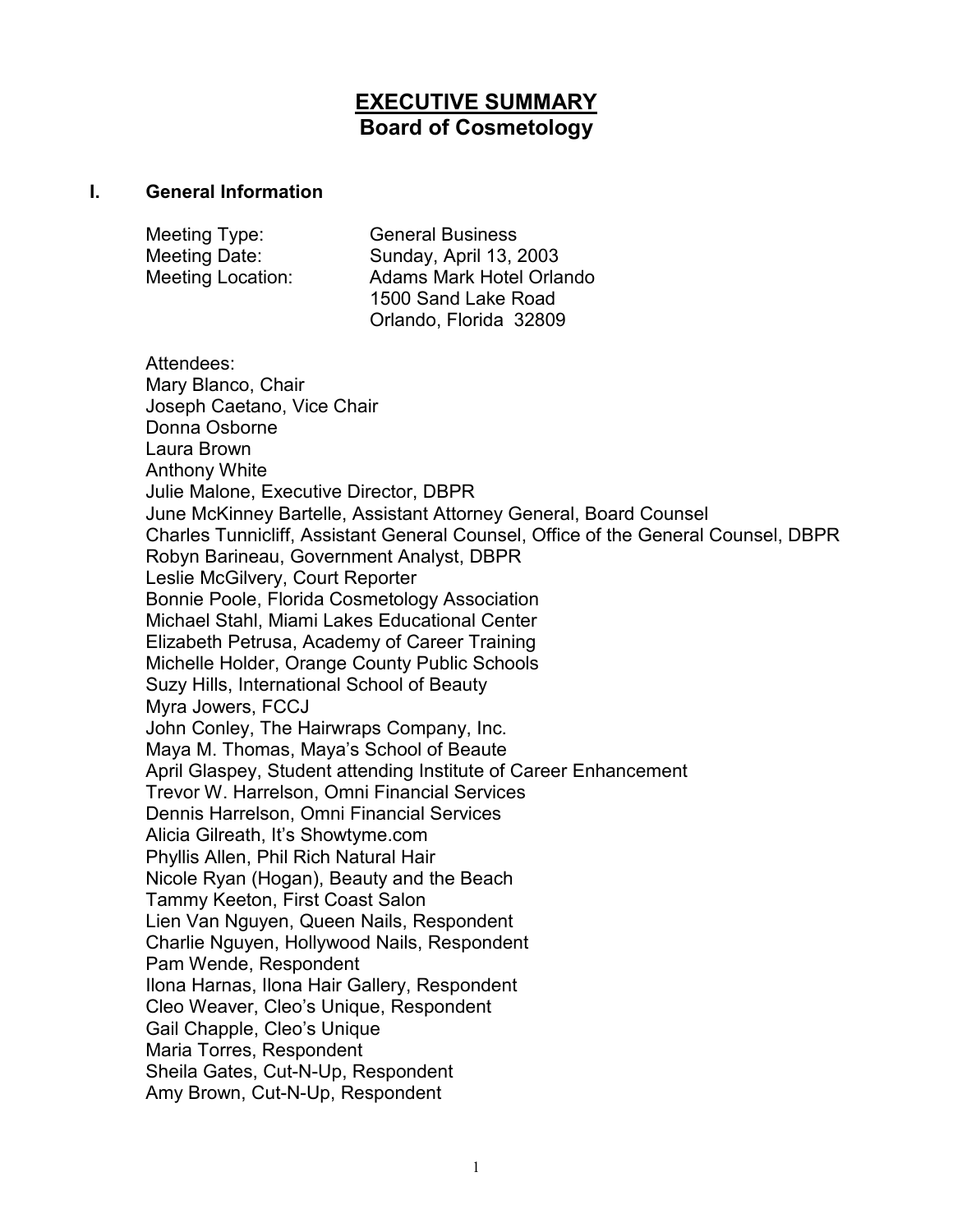# EXECUTIVE SUMMARY
## Board of Cosmetology

### I. General Information

| | |
|---|---|
| Meeting Type: | General Business |
| Meeting Date: | Sunday, April 13, 2003 |
| Meeting Location: | Adams Mark Hotel Orlando<br>1500 Sand Lake Road<br>Orlando, Florida 32809 |

Attendees:
Mary Blanco, Chair
Joseph Caetano, Vice Chair
Donna Osborne
Laura Brown
Anthony White
Julie Malone, Executive Director, DBPR
June McKinney Bartelle, Assistant Attorney General, Board Counsel
Charles Tunnicliff, Assistant General Counsel, Office of the General Counsel, DBPR
Robyn Barineau, Government Analyst, DBPR
Leslie McGilvery, Court Reporter
Bonnie Poole, Florida Cosmetology Association
Michael Stahl, Miami Lakes Educational Center
Elizabeth Petrusa, Academy of Career Training
Michelle Holder, Orange County Public Schools
Suzy Hills, International School of Beauty
Myra Jowers, FCCJ
John Conley, The Hairwraps Company, Inc.
Maya M. Thomas, Maya's School of Beaute
April Glaspey, Student attending Institute of Career Enhancement
Trevor W. Harrelson, Omni Financial Services
Dennis Harrelson, Omni Financial Services
Alicia Gilreath, It's Showtyme.com
Phyllis Allen, Phil Rich Natural Hair
Nicole Ryan (Hogan), Beauty and the Beach
Tammy Keeton, First Coast Salon
Lien Van Nguyen, Queen Nails, Respondent
Charlie Nguyen, Hollywood Nails, Respondent
Pam Wende, Respondent
Ilona Harnas, Ilona Hair Gallery, Respondent
Cleo Weaver, Cleo's Unique, Respondent
Gail Chapple, Cleo's Unique
Maria Torres, Respondent
Sheila Gates, Cut-N-Up, Respondent
Amy Brown, Cut-N-Up, Respondent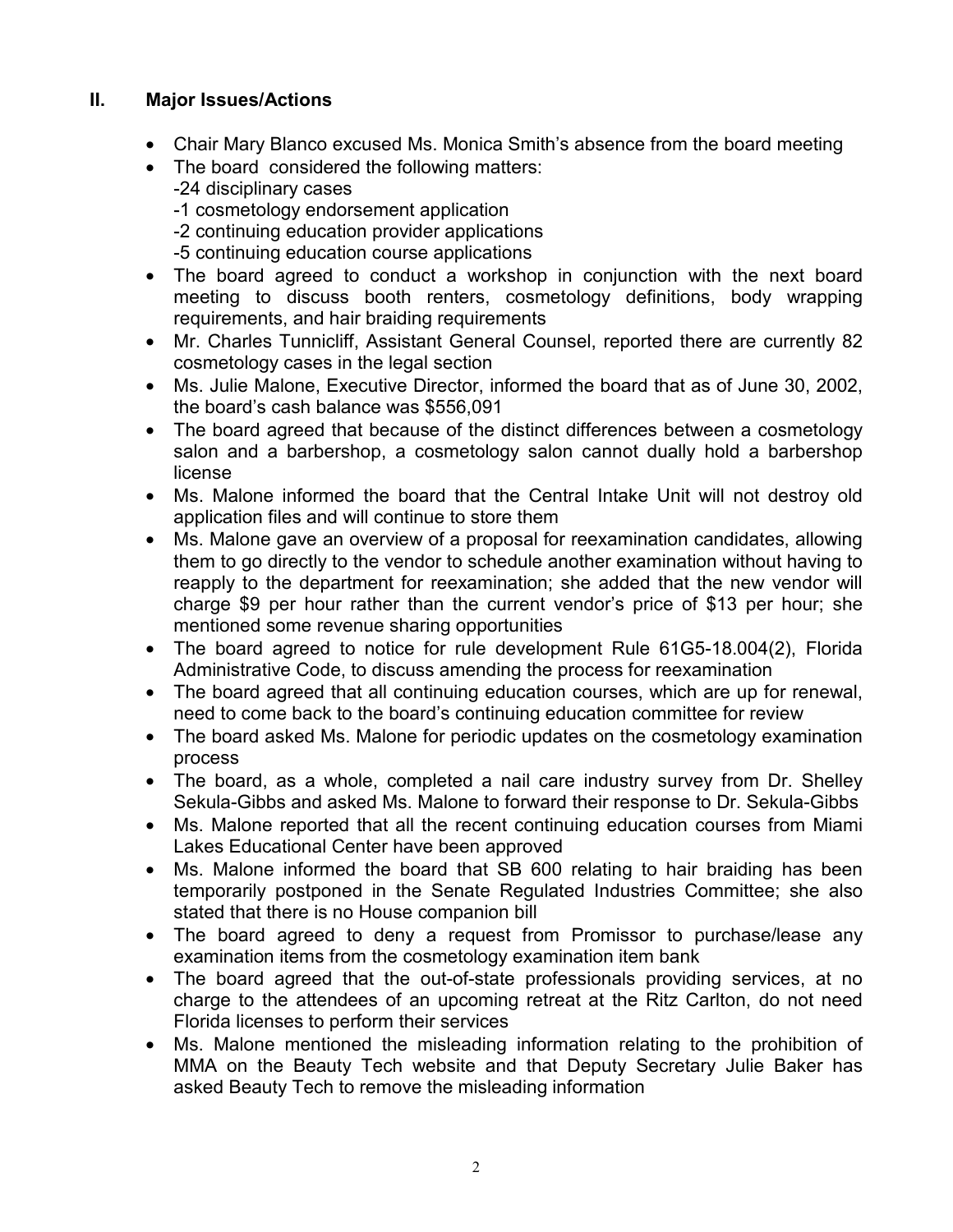## II. Major Issues/Actions

- Chair Mary Blanco excused Ms. Monica Smith's absence from the board meeting
- The board considered the following matters:
  - -24 disciplinary cases
  - -1 cosmetology endorsement application
  - -2 continuing education provider applications
  - -5 continuing education course applications
- The board agreed to conduct a workshop in conjunction with the next board meeting to discuss booth renters, cosmetology definitions, body wrapping requirements, and hair braiding requirements
- Mr. Charles Tunnicliff, Assistant General Counsel, reported there are currently 82 cosmetology cases in the legal section
- Ms. Julie Malone, Executive Director, informed the board that as of June 30, 2002, the board's cash balance was $556,091
- The board agreed that because of the distinct differences between a cosmetology salon and a barbershop, a cosmetology salon cannot dually hold a barbershop license
- Ms. Malone informed the board that the Central Intake Unit will not destroy old application files and will continue to store them
- Ms. Malone gave an overview of a proposal for reexamination candidates, allowing them to go directly to the vendor to schedule another examination without having to reapply to the department for reexamination; she added that the new vendor will charge $9 per hour rather than the current vendor's price of $13 per hour; she mentioned some revenue sharing opportunities
- The board agreed to notice for rule development Rule 61G5-18.004(2), Florida Administrative Code, to discuss amending the process for reexamination
- The board agreed that all continuing education courses, which are up for renewal, need to come back to the board's continuing education committee for review
- The board asked Ms. Malone for periodic updates on the cosmetology examination process
- The board, as a whole, completed a nail care industry survey from Dr. Shelley Sekula-Gibbs and asked Ms. Malone to forward their response to Dr. Sekula-Gibbs
- Ms. Malone reported that all the recent continuing education courses from Miami Lakes Educational Center have been approved
- Ms. Malone informed the board that SB 600 relating to hair braiding has been temporarily postponed in the Senate Regulated Industries Committee; she also stated that there is no House companion bill
- The board agreed to deny a request from Promissor to purchase/lease any examination items from the cosmetology examination item bank
- The board agreed that the out-of-state professionals providing services, at no charge to the attendees of an upcoming retreat at the Ritz Carlton, do not need Florida licenses to perform their services
- Ms. Malone mentioned the misleading information relating to the prohibition of MMA on the Beauty Tech website and that Deputy Secretary Julie Baker has asked Beauty Tech to remove the misleading information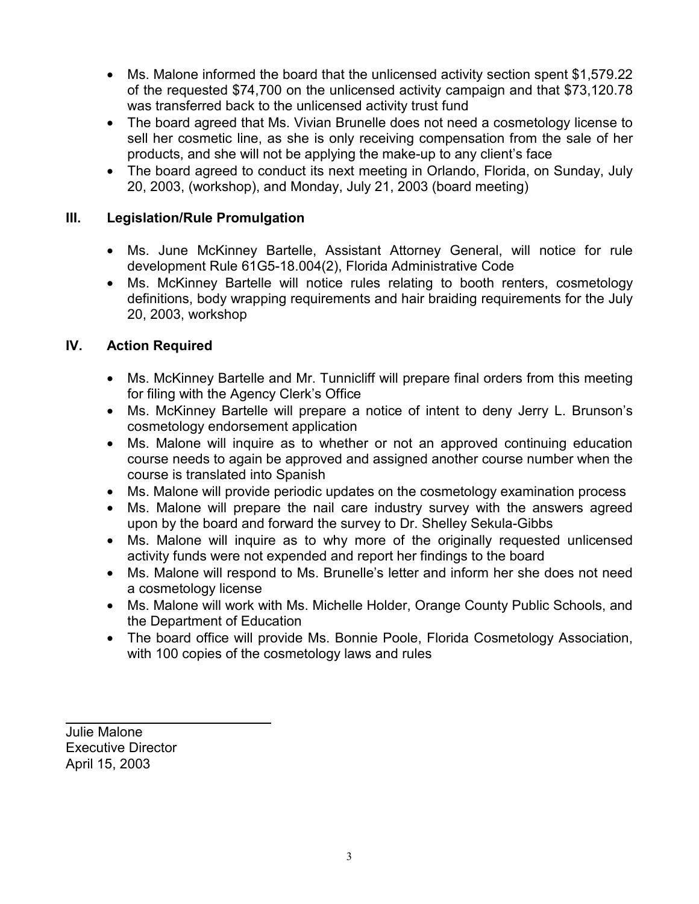- Ms. Malone informed the board that the unlicensed activity section spent $1,579.22 of the requested $74,700 on the unlicensed activity campaign and that $73,120.78 was transferred back to the unlicensed activity trust fund
- The board agreed that Ms. Vivian Brunelle does not need a cosmetology license to sell her cosmetic line, as she is only receiving compensation from the sale of her products, and she will not be applying the make-up to any client's face
- The board agreed to conduct its next meeting in Orlando, Florida, on Sunday, July 20, 2003, (workshop), and Monday, July 21, 2003 (board meeting)

## III. Legislation/Rule Promulgation

- Ms. June McKinney Bartelle, Assistant Attorney General, will notice for rule development Rule 61G5-18.004(2), Florida Administrative Code
- Ms. McKinney Bartelle will notice rules relating to booth renters, cosmetology definitions, body wrapping requirements and hair braiding requirements for the July 20, 2003, workshop

## IV. Action Required

- Ms. McKinney Bartelle and Mr. Tunnicliff will prepare final orders from this meeting for filing with the Agency Clerk's Office
- Ms. McKinney Bartelle will prepare a notice of intent to deny Jerry L. Brunson's cosmetology endorsement application
- Ms. Malone will inquire as to whether or not an approved continuing education course needs to again be approved and assigned another course number when the course is translated into Spanish
- Ms. Malone will provide periodic updates on the cosmetology examination process
- Ms. Malone will prepare the nail care industry survey with the answers agreed upon by the board and forward the survey to Dr. Shelley Sekula-Gibbs
- Ms. Malone will inquire as to why more of the originally requested unlicensed activity funds were not expended and report her findings to the board
- Ms. Malone will respond to Ms. Brunelle's letter and inform her she does not need a cosmetology license
- Ms. Malone will work with Ms. Michelle Holder, Orange County Public Schools, and the Department of Education
- The board office will provide Ms. Bonnie Poole, Florida Cosmetology Association, with 100 copies of the cosmetology laws and rules

Julie Malone
Executive Director
April 15, 2003